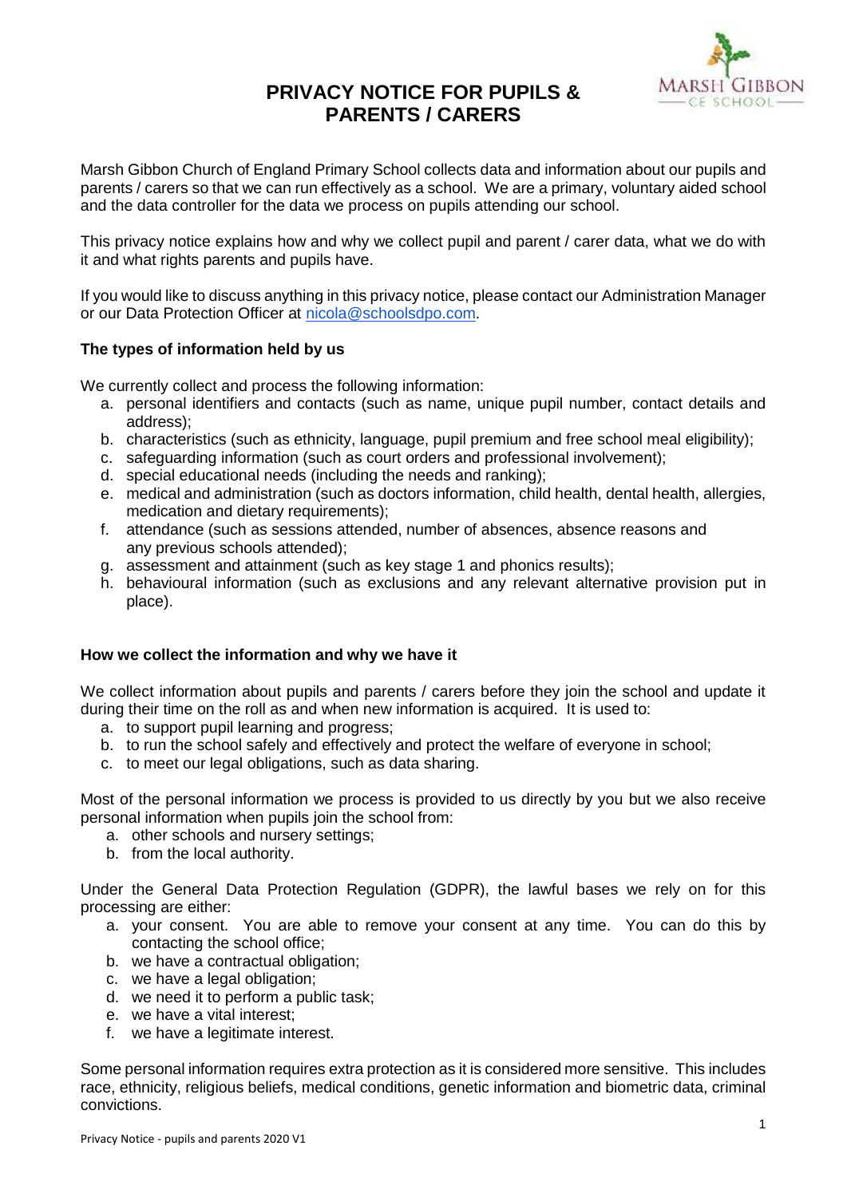# PRIVACY NOTICE FOR PUPILS & PARENTS / CARERS

Marsh Gibbon Church of England Primary School collects data and information about our pupils and parents / carers so that we can run effectively as a school. We are a primary, voluntary aided school and the data controller for the data we process on pupils attending our school.

This privacy notice explains how and why we collect pupil and parent / carer data, what we do with it and what rights parents and pupils have.

If you would like to discuss anything in this privacy notice, please contact our Administration Manager or our Data Protection Officer at nicola@schoolsdpo.com.

**The types of information held by us**

We currently collect and process the following information:

a. personal identifiers and contacts (such as name, unique pupil number, contact details and address);
b. characteristics (such as ethnicity, language, pupil premium and free school meal eligibility);
c. safeguarding information (such as court orders and professional involvement);
d. special educational needs (including the needs and ranking);
e. medical and administration (such as doctors information, child health, dental health, allergies, medication and dietary requirements);
f. attendance (such as sessions attended, number of absences, absence reasons and any previous schools attended);
g. assessment and attainment (such as key stage 1 and phonics results);
h. behavioural information (such as exclusions and any relevant alternative provision put in place).

**How we collect the information and why we have it**

We collect information about pupils and parents / carers before they join the school and update it during their time on the roll as and when new information is acquired. It is used to:

a. to support pupil learning and progress;
b. to run the school safely and effectively and protect the welfare of everyone in school;
c. to meet our legal obligations, such as data sharing.

Most of the personal information we process is provided to us directly by you but we also receive personal information when pupils join the school from:

a. other schools and nursery settings;
b. from the local authority.

Under the General Data Protection Regulation (GDPR), the lawful bases we rely on for this processing are either:

a. your consent. You are able to remove your consent at any time. You can do this by contacting the school office;
b. we have a contractual obligation;
c. we have a legal obligation;
d. we need it to perform a public task;
e. we have a vital interest;
f. we have a legitimate interest.

Some personal information requires extra protection as it is considered more sensitive. This includes race, ethnicity, religious beliefs, medical conditions, genetic information and biometric data, criminal convictions.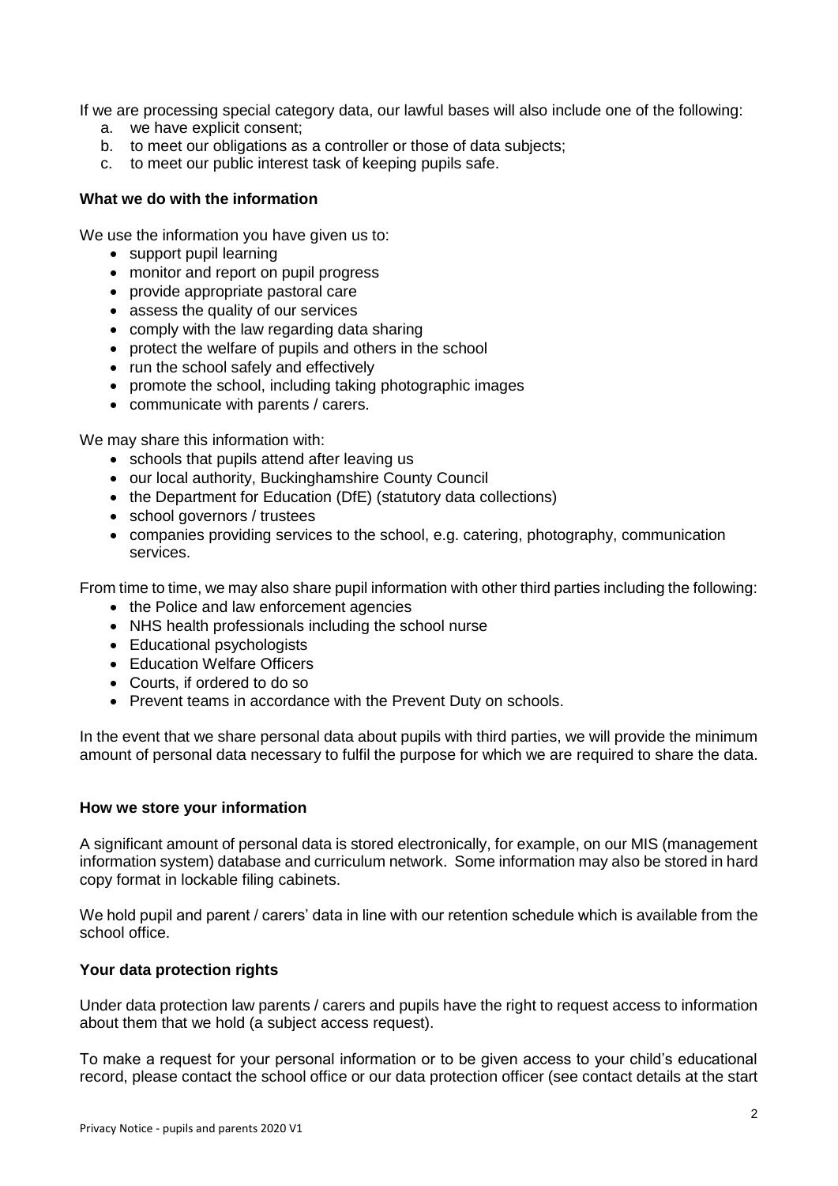If we are processing special category data, our lawful bases will also include one of the following:

a. we have explicit consent;
b. to meet our obligations as a controller or those of data subjects;
c. to meet our public interest task of keeping pupils safe.

**What we do with the information**

We use the information you have given us to:

- support pupil learning
- monitor and report on pupil progress
- provide appropriate pastoral care
- assess the quality of our services
- comply with the law regarding data sharing
- protect the welfare of pupils and others in the school
- run the school safely and effectively
- promote the school, including taking photographic images
- communicate with parents / carers.

We may share this information with:

- schools that pupils attend after leaving us
- our local authority, Buckinghamshire County Council
- the Department for Education (DfE) (statutory data collections)
- school governors / trustees
- companies providing services to the school, e.g. catering, photography, communication services.

From time to time, we may also share pupil information with other third parties including the following:

- the Police and law enforcement agencies
- NHS health professionals including the school nurse
- Educational psychologists
- Education Welfare Officers
- Courts, if ordered to do so
- Prevent teams in accordance with the Prevent Duty on schools.

In the event that we share personal data about pupils with third parties, we will provide the minimum amount of personal data necessary to fulfil the purpose for which we are required to share the data.

**How we store your information**

A significant amount of personal data is stored electronically, for example, on our MIS (management information system) database and curriculum network. Some information may also be stored in hard copy format in lockable filing cabinets.

We hold pupil and parent / carers' data in line with our retention schedule which is available from the school office.

**Your data protection rights**

Under data protection law parents / carers and pupils have the right to request access to information about them that we hold (a subject access request).

To make a request for your personal information or to be given access to your child's educational record, please contact the school office or our data protection officer (see contact details at the start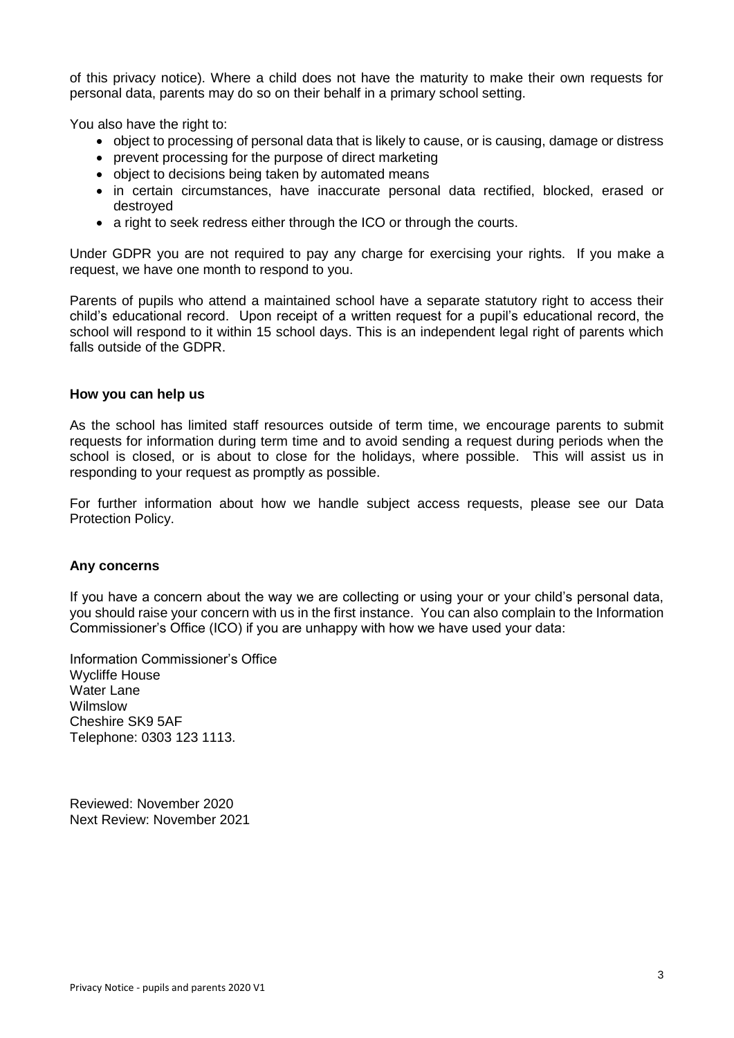of this privacy notice). Where a child does not have the maturity to make their own requests for personal data, parents may do so on their behalf in a primary school setting.

You also have the right to:

- object to processing of personal data that is likely to cause, or is causing, damage or distress
- prevent processing for the purpose of direct marketing
- object to decisions being taken by automated means
- in certain circumstances, have inaccurate personal data rectified, blocked, erased or destroyed
- a right to seek redress either through the ICO or through the courts.

Under GDPR you are not required to pay any charge for exercising your rights. If you make a request, we have one month to respond to you.

Parents of pupils who attend a maintained school have a separate statutory right to access their child's educational record. Upon receipt of a written request for a pupil's educational record, the school will respond to it within 15 school days. This is an independent legal right of parents which falls outside of the GDPR.

**How you can help us**

As the school has limited staff resources outside of term time, we encourage parents to submit requests for information during term time and to avoid sending a request during periods when the school is closed, or is about to close for the holidays, where possible. This will assist us in responding to your request as promptly as possible.

For further information about how we handle subject access requests, please see our Data Protection Policy.

**Any concerns**

If you have a concern about the way we are collecting or using your or your child's personal data, you should raise your concern with us in the first instance. You can also complain to the Information Commissioner's Office (ICO) if you are unhappy with how we have used your data:

Information Commissioner's Office
Wycliffe House
Water Lane
Wilmslow
Cheshire SK9 5AF
Telephone: 0303 123 1113.

Reviewed: November 2020
Next Review: November 2021